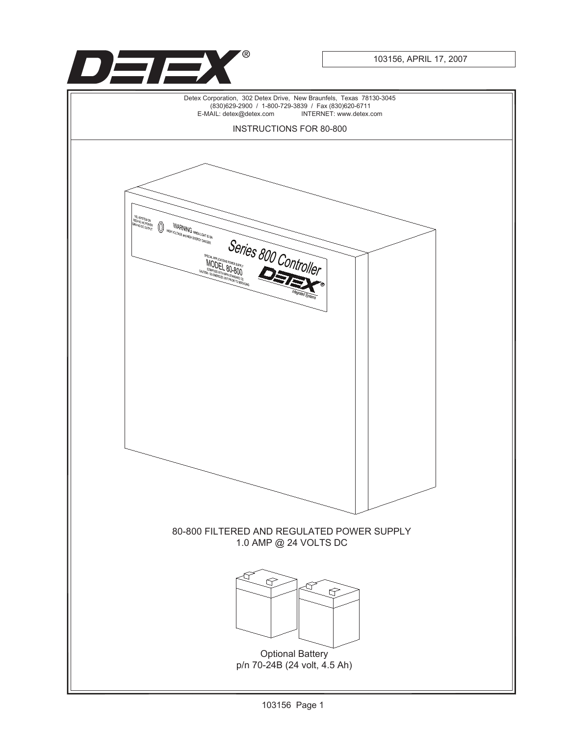DETEX®

103156, APRIL 17, 2007

Detex Corporation, 302 Detex Drive, New Braunfels, Texas 78130-3045
(830)629-2900 / 1-800-729-3839 / Fax (830)620-6711
E-MAIL: detex@detex.com INTERNET: www.detex.com

# INSTRUCTIONS FOR 80-800

80-800 FILTERED AND REGULATED POWER SUPPLY
1.0 AMP @ 24 VOLTS DC

Optional Battery
p/n 70-24B (24 volt, 4.5 Ah)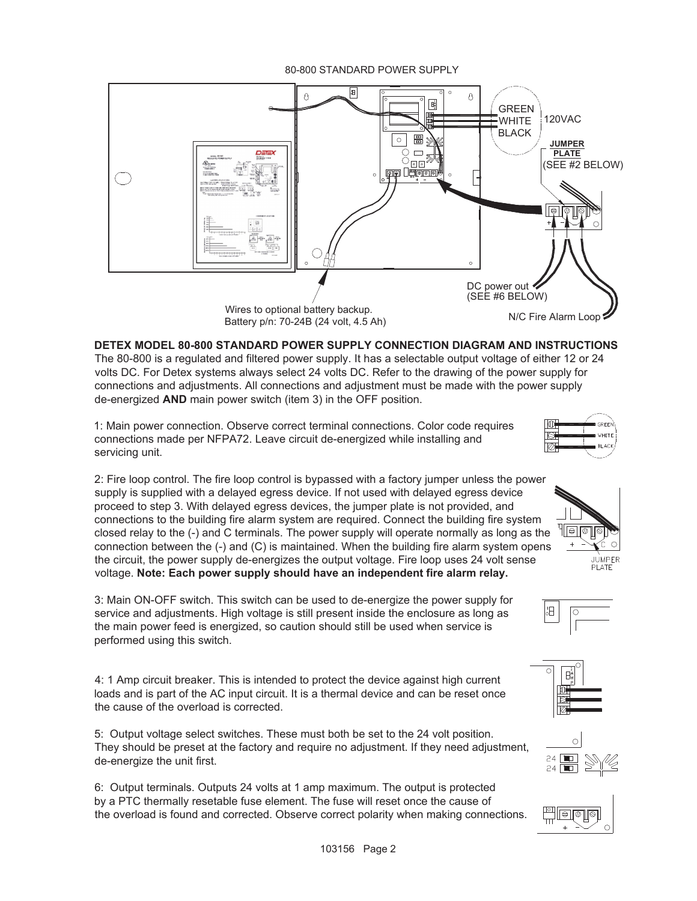80-800 STANDARD POWER SUPPLY

GREEN
WHITE
BLACK
120VAC

JUMPER PLATE
(SEE #2 BELOW)

DC power out
(SEE #6 BELOW)

N/C Fire Alarm Loop

Wires to optional battery backup.
Battery p/n: 70-24B (24 volt, 4.5 Ah)

**DETEX MODEL 80-800 STANDARD POWER SUPPLY CONNECTION DIAGRAM AND INSTRUCTIONS**

The 80-800 is a regulated and filtered power supply. It has a selectable output voltage of either 12 or 24 volts DC. For Detex systems always select 24 volts DC. Refer to the drawing of the power supply for connections and adjustments. All connections and adjustment must be made with the power supply de-energized **AND** main power switch (item 3) in the OFF position.

1: Main power connection. Observe correct terminal connections. Color code requires connections made per NFPA72. Leave circuit de-energized while installing and servicing unit.

2: Fire loop control. The fire loop control is bypassed with a factory jumper unless the power supply is supplied with a delayed egress device. If not used with delayed egress device proceed to step 3. With delayed egress devices, the jumper plate is not provided, and connections to the building fire alarm system are required. Connect the building fire system closed relay to the (-) and C terminals. The power supply will operate normally as long as the connection between the (-) and (C) is maintained. When the building fire alarm system opens the circuit, the power supply de-energizes the output voltage. Fire loop uses 24 volt sense voltage. **Note: Each power supply should have an independent fire alarm relay.**

3: Main ON-OFF switch. This switch can be used to de-energize the power supply for service and adjustments. High voltage is still present inside the enclosure as long as the main power feed is energized, so caution should still be used when service is performed using this switch.

4: 1 Amp circuit breaker. This is intended to protect the device against high current loads and is part of the AC input circuit. It is a thermal device and can be reset once the cause of the overload is corrected.

5: Output voltage select switches. These must both be set to the 24 volt position. They should be preset at the factory and require no adjustment. If they need adjustment, de-energize the unit first.

6: Output terminals. Outputs 24 volts at 1 amp maximum. The output is protected by a PTC thermally resetable fuse element. The fuse will reset once the cause of the overload is found and corrected. Observe correct polarity when making connections.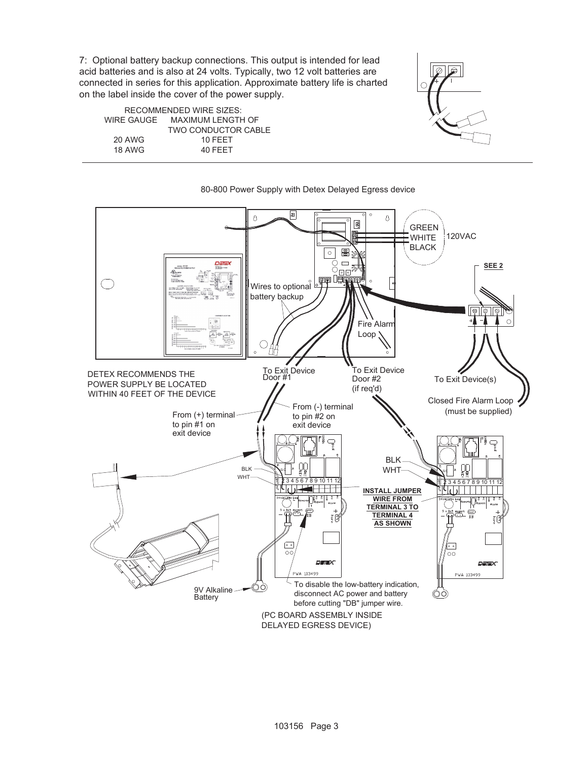7: Optional battery backup connections. This output is intended for lead acid batteries and is also at 24 volts. Typically, two 12 volt batteries are connected in series for this application. Approximate battery life is charted on the label inside the cover of the power supply.

RECOMMENDED WIRE SIZES:

| WIRE GAUGE | MAXIMUM LENGTH OF TWO CONDUCTOR CABLE |
|---|---|
| 20 AWG | 10 FEET |
| 18 AWG | 40 FEET |

80-800 Power Supply with Detex Delayed Egress device

GREEN
WHITE
BLACK
120VAC

SEE 2

Wires to optional battery backup

Fire Alarm Loop

To Exit Device Door #1

To Exit Device Door #2 (if req'd)

To Exit Device(s)

Closed Fire Alarm Loop (must be supplied)

DETEX RECOMMENDS THE POWER SUPPLY BE LOCATED WITHIN 40 FEET OF THE DEVICE

From (+) terminal to pin #1 on exit device

From (-) terminal to pin #2 on exit device

BLK
WHT

1 2 3 4 5 6 7 8 9 10 11 12

**INSTALL JUMPER WIRE FROM TERMINAL 3 TO TERMINAL 4 AS SHOWN**

9V Alkaline Battery

To disable the low-battery indication, disconnect AC power and battery before cutting "DB" jumper wire.

(PC BOARD ASSEMBLY INSIDE DELAYED EGRESS DEVICE)

PWA 103499